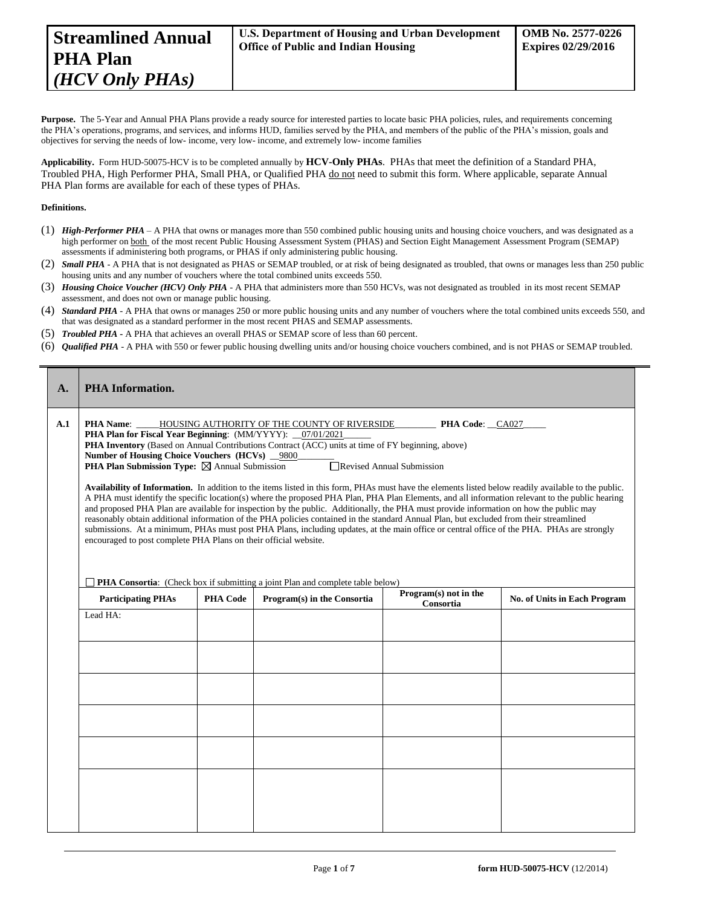| **Streamlined Annual PHA Plan** ***(HCV Only PHAs)*** | **U.S. Department of Housing and Urban Development Office of Public and Indian Housing** | **OMB No. 2577-0226 Expires 02/29/2016** |
|---|---|---|

**Purpose.** The 5-Year and Annual PHA Plans provide a ready source for interested parties to locate basic PHA policies, rules, and requirements concerning the PHA's operations, programs, and services, and informs HUD, families served by the PHA, and members of the public of the PHA's mission, goals and objectives for serving the needs of low- income, very low- income, and extremely low- income families

**Applicability.** Form HUD-50075-HCV is to be completed annually by **HCV-Only PHAs**. PHAs that meet the definition of a Standard PHA, Troubled PHA, High Performer PHA, Small PHA, or Qualified PHA do not need to submit this form. Where applicable, separate Annual PHA Plan forms are available for each of these types of PHAs.

**Definitions.**

(1) ***High-Performer PHA*** – A PHA that owns or manages more than 550 combined public housing units and housing choice vouchers, and was designated as a high performer on both of the most recent Public Housing Assessment System (PHAS) and Section Eight Management Assessment Program (SEMAP) assessments if administering both programs, or PHAS if only administering public housing.

(2) ***Small PHA*** - A PHA that is not designated as PHAS or SEMAP troubled, or at risk of being designated as troubled, that owns or manages less than 250 public housing units and any number of vouchers where the total combined units exceeds 550.

(3) ***Housing Choice Voucher (HCV) Only PHA*** - A PHA that administers more than 550 HCVs, was not designated as troubled in its most recent SEMAP assessment, and does not own or manage public housing.

(4) ***Standard PHA*** - A PHA that owns or manages 250 or more public housing units and any number of vouchers where the total combined units exceeds 550, and that was designated as a standard performer in the most recent PHAS and SEMAP assessments.

(5) ***Troubled PHA*** - A PHA that achieves an overall PHAS or SEMAP score of less than 60 percent.

(6) ***Qualified PHA*** - A PHA with 550 or fewer public housing dwelling units and/or housing choice vouchers combined, and is not PHAS or SEMAP troubled.

## A. PHA Information.

**A.1**

**PHA Name**: HOUSING AUTHORITY OF THE COUNTY OF RIVERSIDE **PHA Code**: CA027

**PHA Plan for Fiscal Year Beginning**: (MM/YYYY): 07/01/2021

**PHA Inventory** (Based on Annual Contributions Contract (ACC) units at time of FY beginning, above)

**Number of Housing Choice Vouchers (HCVs)** 9800

**PHA Plan Submission Type:** ☒ Annual Submission ☐ Revised Annual Submission

**Availability of Information.** In addition to the items listed in this form, PHAs must have the elements listed below readily available to the public. A PHA must identify the specific location(s) where the proposed PHA Plan, PHA Plan Elements, and all information relevant to the public hearing and proposed PHA Plan are available for inspection by the public. Additionally, the PHA must provide information on how the public may reasonably obtain additional information of the PHA policies contained in the standard Annual Plan, but excluded from their streamlined submissions. At a minimum, PHAs must post PHA Plans, including updates, at the main office or central office of the PHA. PHAs are strongly encouraged to post complete PHA Plans on their official website.

☐ **PHA Consortia**: (Check box if submitting a joint Plan and complete table below)

| Participating PHAs | PHA Code | Program(s) in the Consortia | Program(s) not in the Consortia | No. of Units in Each Program |
|---|---|---|---|---|
| Lead HA: | | | | |
| | | | | |
| | | | | |
| | | | | |
| | | | | |
| | | | | |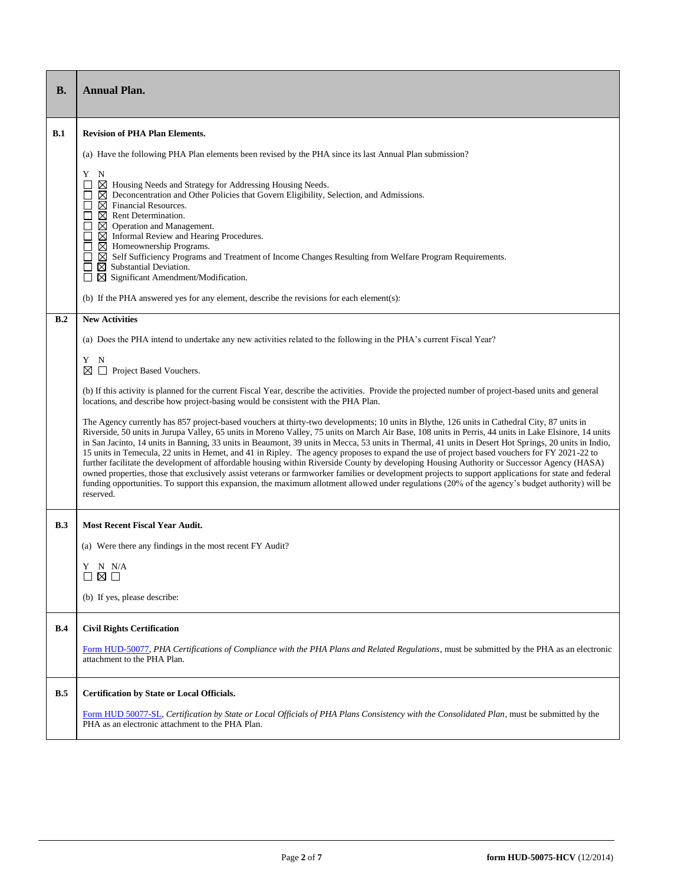| B. | Annual Plan. |
|---|---|
| B.1 | **Revision of PHA Plan Elements.**<br><br>(a) Have the following PHA Plan elements been revised by the PHA since its last Annual Plan submission?<br><br>Y N<br>☐ ☒ Housing Needs and Strategy for Addressing Housing Needs.<br>☐ ☒ Deconcentration and Other Policies that Govern Eligibility, Selection, and Admissions.<br>☐ ☒ Financial Resources.<br>☐ ☒ Rent Determination.<br>☐ ☒ Operation and Management.<br>☐ ☒ Informal Review and Hearing Procedures.<br>☐ ☒ Homeownership Programs.<br>☐ ☒ Self Sufficiency Programs and Treatment of Income Changes Resulting from Welfare Program Requirements.<br>☐ ☒ Substantial Deviation.<br>☐ ☒ Significant Amendment/Modification.<br><br>(b) If the PHA answered yes for any element, describe the revisions for each element(s): |
| B.2 | **New Activities**<br><br>(a) Does the PHA intend to undertake any new activities related to the following in the PHA's current Fiscal Year?<br><br>Y N<br>☒ ☐ Project Based Vouchers.<br><br>(b) If this activity is planned for the current Fiscal Year, describe the activities. Provide the projected number of project-based units and general locations, and describe how project-basing would be consistent with the PHA Plan.<br><br>The Agency currently has 857 project-based vouchers at thirty-two developments; 10 units in Blythe, 126 units in Cathedral City, 87 units in Riverside, 50 units in Jurupa Valley, 65 units in Moreno Valley, 75 units on March Air Base, 108 units in Perris, 44 units in Lake Elsinore, 14 units in San Jacinto, 14 units in Banning, 33 units in Beaumont, 39 units in Mecca, 53 units in Thermal, 41 units in Desert Hot Springs, 20 units in Indio, 15 units in Temecula, 22 units in Hemet, and 41 in Ripley. The agency proposes to expand the use of project based vouchers for FY 2021-22 to further facilitate the development of affordable housing within Riverside County by developing Housing Authority or Successor Agency (HASA) owned properties, those that exclusively assist veterans or farmworker families or development projects to support applications for state and federal funding opportunities. To support this expansion, the maximum allotment allowed under regulations (20% of the agency's budget authority) will be reserved. |
| B.3 | **Most Recent Fiscal Year Audit.**<br><br>(a) Were there any findings in the most recent FY Audit?<br><br>Y N N/A<br>☐ ☒ ☐<br><br>(b) If yes, please describe: |
| B.4 | **Civil Rights Certification**<br><br>Form HUD-50077, *PHA Certifications of Compliance with the PHA Plans and Related Regulations*, must be submitted by the PHA as an electronic attachment to the PHA Plan. |
| B.5 | **Certification by State or Local Officials.**<br><br>Form HUD 50077-SL, *Certification by State or Local Officials of PHA Plans Consistency with the Consolidated Plan*, must be submitted by the PHA as an electronic attachment to the PHA Plan. |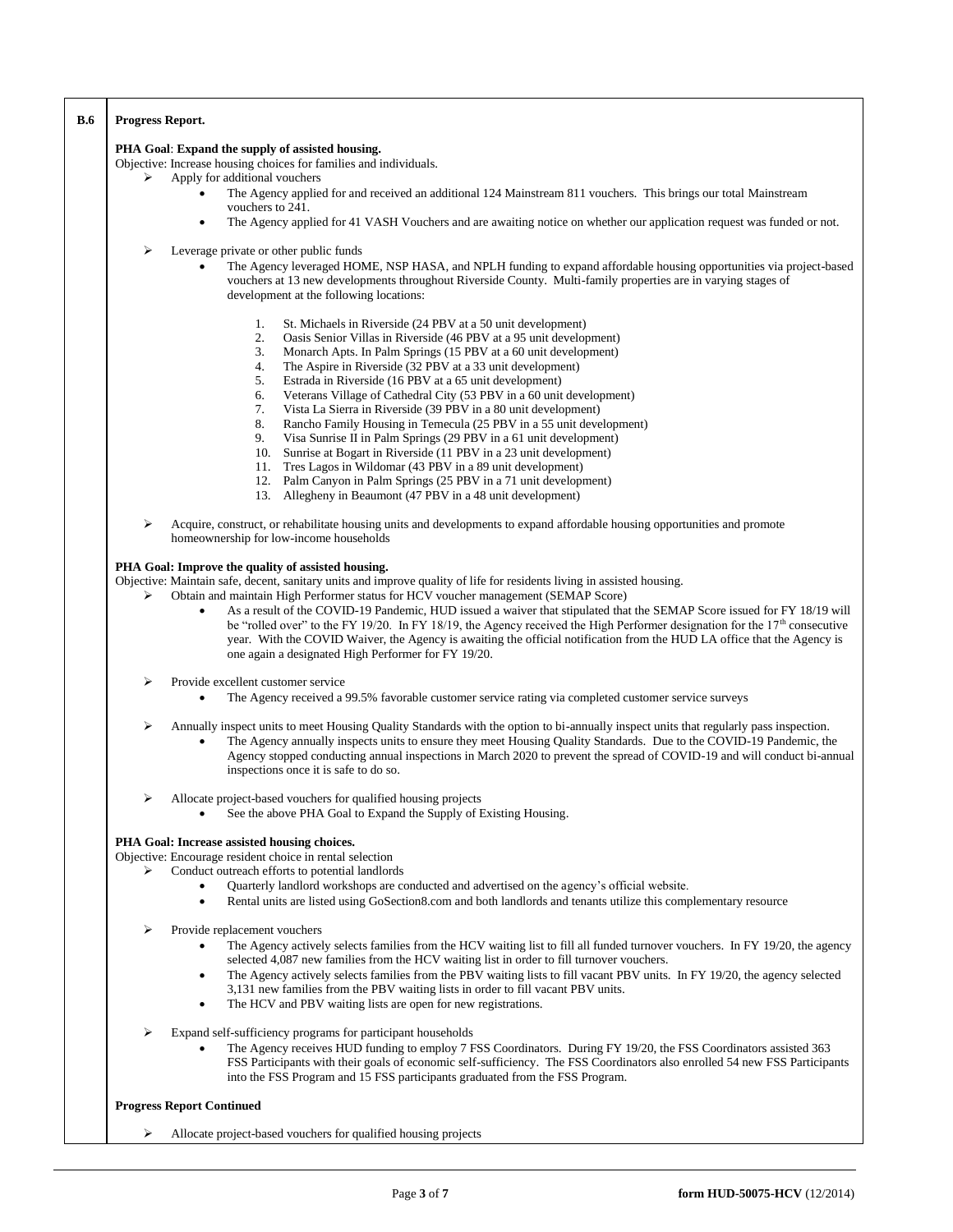**B.6** **Progress Report.**

**PHA Goal**: **Expand the supply of assisted housing.**

Objective: Increase housing choices for families and individuals.

- Apply for additional vouchers
  - The Agency applied for and received an additional 124 Mainstream 811 vouchers. This brings our total Mainstream vouchers to 241.
  - The Agency applied for 41 VASH Vouchers and are awaiting notice on whether our application request was funded or not.

- Leverage private or other public funds
  - The Agency leveraged HOME, NSP HASA, and NPLH funding to expand affordable housing opportunities via project-based vouchers at 13 new developments throughout Riverside County. Multi-family properties are in varying stages of development at the following locations:

    1. St. Michaels in Riverside (24 PBV at a 50 unit development)
    2. Oasis Senior Villas in Riverside (46 PBV at a 95 unit development)
    3. Monarch Apts. In Palm Springs (15 PBV at a 60 unit development)
    4. The Aspire in Riverside (32 PBV at a 33 unit development)
    5. Estrada in Riverside (16 PBV at a 65 unit development)
    6. Veterans Village of Cathedral City (53 PBV in a 60 unit development)
    7. Vista La Sierra in Riverside (39 PBV in a 80 unit development)
    8. Rancho Family Housing in Temecula (25 PBV in a 55 unit development)
    9. Visa Sunrise II in Palm Springs (29 PBV in a 61 unit development)
    10. Sunrise at Bogart in Riverside (11 PBV in a 23 unit development)
    11. Tres Lagos in Wildomar (43 PBV in a 89 unit development)
    12. Palm Canyon in Palm Springs (25 PBV in a 71 unit development)
    13. Allegheny in Beaumont (47 PBV in a 48 unit development)

- Acquire, construct, or rehabilitate housing units and developments to expand affordable housing opportunities and promote homeownership for low-income households

**PHA Goal: Improve the quality of assisted housing.**

Objective: Maintain safe, decent, sanitary units and improve quality of life for residents living in assisted housing.

- Obtain and maintain High Performer status for HCV voucher management (SEMAP Score)
  - As a result of the COVID-19 Pandemic, HUD issued a waiver that stipulated that the SEMAP Score issued for FY 18/19 will be "rolled over" to the FY 19/20. In FY 18/19, the Agency received the High Performer designation for the 17th consecutive year. With the COVID Waiver, the Agency is awaiting the official notification from the HUD LA office that the Agency is one again a designated High Performer for FY 19/20.

- Provide excellent customer service
  - The Agency received a 99.5% favorable customer service rating via completed customer service surveys

- Annually inspect units to meet Housing Quality Standards with the option to bi-annually inspect units that regularly pass inspection.
  - The Agency annually inspects units to ensure they meet Housing Quality Standards. Due to the COVID-19 Pandemic, the Agency stopped conducting annual inspections in March 2020 to prevent the spread of COVID-19 and will conduct bi-annual inspections once it is safe to do so.

- Allocate project-based vouchers for qualified housing projects
  - See the above PHA Goal to Expand the Supply of Existing Housing.

**PHA Goal: Increase assisted housing choices.**

Objective: Encourage resident choice in rental selection

- Conduct outreach efforts to potential landlords
  - Quarterly landlord workshops are conducted and advertised on the agency's official website.
  - Rental units are listed using GoSection8.com and both landlords and tenants utilize this complementary resource

- Provide replacement vouchers
  - The Agency actively selects families from the HCV waiting list to fill all funded turnover vouchers. In FY 19/20, the agency selected 4,087 new families from the HCV waiting list in order to fill turnover vouchers.
  - The Agency actively selects families from the PBV waiting lists to fill vacant PBV units. In FY 19/20, the agency selected 3,131 new families from the PBV waiting lists in order to fill vacant PBV units.
  - The HCV and PBV waiting lists are open for new registrations.

- Expand self-sufficiency programs for participant households
  - The Agency receives HUD funding to employ 7 FSS Coordinators. During FY 19/20, the FSS Coordinators assisted 363 FSS Participants with their goals of economic self-sufficiency. The FSS Coordinators also enrolled 54 new FSS Participants into the FSS Program and 15 FSS participants graduated from the FSS Program.

**Progress Report Continued**

- Allocate project-based vouchers for qualified housing projects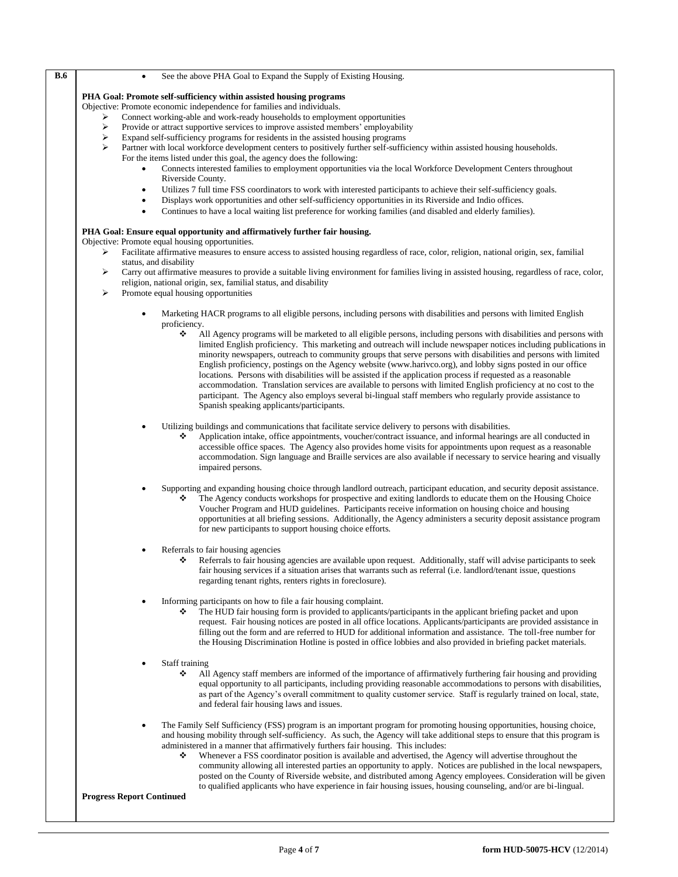**B.6**

- See the above PHA Goal to Expand the Supply of Existing Housing.

**PHA Goal: Promote self-sufficiency within assisted housing programs**

Objective: Promote economic independence for families and individuals.

- Connect working-able and work-ready households to employment opportunities
- Provide or attract supportive services to improve assisted members' employability
- Expand self-sufficiency programs for residents in the assisted housing programs
- Partner with local workforce development centers to positively further self-sufficiency within assisted housing households.

For the items listed under this goal, the agency does the following:

- Connects interested families to employment opportunities via the local Workforce Development Centers throughout Riverside County.
- Utilizes 7 full time FSS coordinators to work with interested participants to achieve their self-sufficiency goals.
- Displays work opportunities and other self-sufficiency opportunities in its Riverside and Indio offices.
- Continues to have a local waiting list preference for working families (and disabled and elderly families).

**PHA Goal: Ensure equal opportunity and affirmatively further fair housing.**

Objective: Promote equal housing opportunities.

- Facilitate affirmative measures to ensure access to assisted housing regardless of race, color, religion, national origin, sex, familial status, and disability
- Carry out affirmative measures to provide a suitable living environment for families living in assisted housing, regardless of race, color, religion, national origin, sex, familial status, and disability
- Promote equal housing opportunities

- Marketing HACR programs to all eligible persons, including persons with disabilities and persons with limited English proficiency.
  - All Agency programs will be marketed to all eligible persons, including persons with disabilities and persons with limited English proficiency. This marketing and outreach will include newspaper notices including publications in minority newspapers, outreach to community groups that serve persons with disabilities and persons with limited English proficiency, postings on the Agency website (www.harivco.org), and lobby signs posted in our office locations. Persons with disabilities will be assisted if the application process if requested as a reasonable accommodation. Translation services are available to persons with limited English proficiency at no cost to the participant. The Agency also employs several bi-lingual staff members who regularly provide assistance to Spanish speaking applicants/participants.

- Utilizing buildings and communications that facilitate service delivery to persons with disabilities.
  - Application intake, office appointments, voucher/contract issuance, and informal hearings are all conducted in accessible office spaces. The Agency also provides home visits for appointments upon request as a reasonable accommodation. Sign language and Braille services are also available if necessary to service hearing and visually impaired persons.

- Supporting and expanding housing choice through landlord outreach, participant education, and security deposit assistance.
  - The Agency conducts workshops for prospective and exiting landlords to educate them on the Housing Choice Voucher Program and HUD guidelines. Participants receive information on housing choice and housing opportunities at all briefing sessions. Additionally, the Agency administers a security deposit assistance program for new participants to support housing choice efforts.

- Referrals to fair housing agencies
  - Referrals to fair housing agencies are available upon request. Additionally, staff will advise participants to seek fair housing services if a situation arises that warrants such as referral (i.e. landlord/tenant issue, questions regarding tenant rights, renters rights in foreclosure).

- Informing participants on how to file a fair housing complaint.
  - The HUD fair housing form is provided to applicants/participants in the applicant briefing packet and upon request. Fair housing notices are posted in all office locations. Applicants/participants are provided assistance in filling out the form and are referred to HUD for additional information and assistance. The toll-free number for the Housing Discrimination Hotline is posted in office lobbies and also provided in briefing packet materials.

- Staff training
  - All Agency staff members are informed of the importance of affirmatively furthering fair housing and providing equal opportunity to all participants, including providing reasonable accommodations to persons with disabilities, as part of the Agency's overall commitment to quality customer service. Staff is regularly trained on local, state, and federal fair housing laws and issues.

- The Family Self Sufficiency (FSS) program is an important program for promoting housing opportunities, housing choice, and housing mobility through self-sufficiency. As such, the Agency will take additional steps to ensure that this program is administered in a manner that affirmatively furthers fair housing. This includes:
  - Whenever a FSS coordinator position is available and advertised, the Agency will advertise throughout the community allowing all interested parties an opportunity to apply. Notices are published in the local newspapers, posted on the County of Riverside website, and distributed among Agency employees. Consideration will be given to qualified applicants who have experience in fair housing issues, housing counseling, and/or are bi-lingual.

**Progress Report Continued**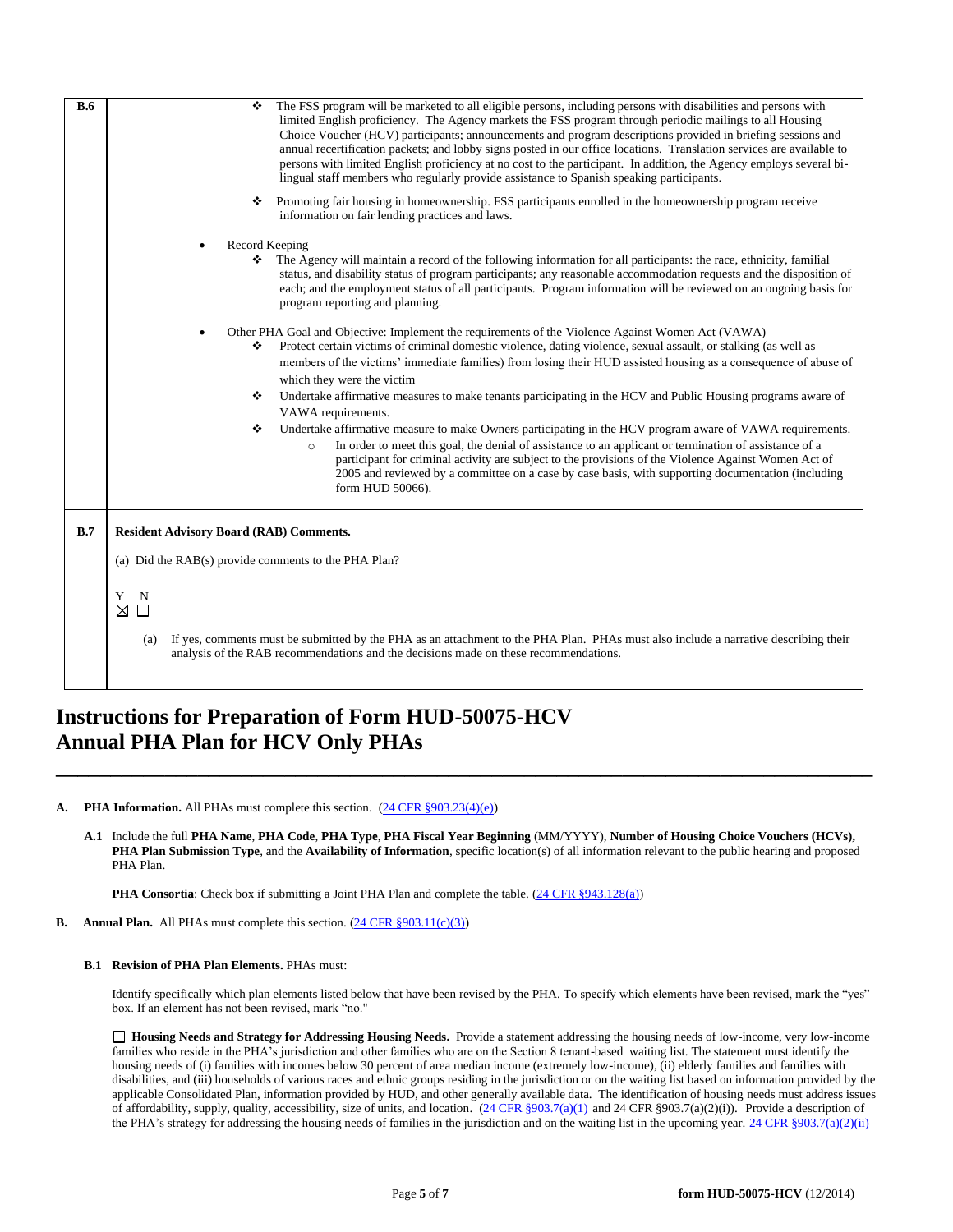| | |
|---|---|
| **B.6** | ❖ The FSS program will be marketed to all eligible persons, including persons with disabilities and persons with limited English proficiency. The Agency markets the FSS program through periodic mailings to all Housing Choice Voucher (HCV) participants; announcements and program descriptions provided in briefing sessions and annual recertification packets; and lobby signs posted in our office locations. Translation services are available to persons with limited English proficiency at no cost to the participant. In addition, the Agency employs several bi-lingual staff members who regularly provide assistance to Spanish speaking participants.<br><br>❖ Promoting fair housing in homeownership. FSS participants enrolled in the homeownership program receive information on fair lending practices and laws.<br><br>• Record Keeping<br>❖ The Agency will maintain a record of the following information for all participants: the race, ethnicity, familial status, and disability status of program participants; any reasonable accommodation requests and the disposition of each; and the employment status of all participants. Program information will be reviewed on an ongoing basis for program reporting and planning.<br><br>• Other PHA Goal and Objective: Implement the requirements of the Violence Against Women Act (VAWA)<br>❖ Protect certain victims of criminal domestic violence, dating violence, sexual assault, or stalking (as well as members of the victims' immediate families) from losing their HUD assisted housing as a consequence of abuse of which they were the victim<br>❖ Undertake affirmative measures to make tenants participating in the HCV and Public Housing programs aware of VAWA requirements.<br>❖ Undertake affirmative measure to make Owners participating in the HCV program aware of VAWA requirements.<br>○ In order to meet this goal, the denial of assistance to an applicant or termination of assistance of a participant for criminal activity are subject to the provisions of the Violence Against Women Act of 2005 and reviewed by a committee on a case by case basis, with supporting documentation (including form HUD 50066). |
| **B.7** | **Resident Advisory Board (RAB) Comments.**<br><br>(a) Did the RAB(s) provide comments to the PHA Plan?<br><br>Y N<br>☒ ☐<br><br>(a) If yes, comments must be submitted by the PHA as an attachment to the PHA Plan. PHAs must also include a narrative describing their analysis of the RAB recommendations and the decisions made on these recommendations. |

# Instructions for Preparation of Form HUD-50075-HCV Annual PHA Plan for HCV Only PHAs

**A. PHA Information.** All PHAs must complete this section. (24 CFR §903.23(4)(e))

**A.1** Include the full **PHA Name**, **PHA Code**, **PHA Type**, **PHA Fiscal Year Beginning** (MM/YYYY), **Number of Housing Choice Vouchers (HCVs), PHA Plan Submission Type**, and the **Availability of Information**, specific location(s) of all information relevant to the public hearing and proposed PHA Plan.

**PHA Consortia**: Check box if submitting a Joint PHA Plan and complete the table. (24 CFR §943.128(a))

**B. Annual Plan.** All PHAs must complete this section. (24 CFR §903.11(c)(3))

**B.1 Revision of PHA Plan Elements.** PHAs must:

Identify specifically which plan elements listed below that have been revised by the PHA. To specify which elements have been revised, mark the "yes" box. If an element has not been revised, mark "no."

☐ **Housing Needs and Strategy for Addressing Housing Needs.** Provide a statement addressing the housing needs of low-income, very low-income families who reside in the PHA's jurisdiction and other families who are on the Section 8 tenant-based waiting list. The statement must identify the housing needs of (i) families with incomes below 30 percent of area median income (extremely low-income), (ii) elderly families and families with disabilities, and (iii) households of various races and ethnic groups residing in the jurisdiction or on the waiting list based on information provided by the applicable Consolidated Plan, information provided by HUD, and other generally available data. The identification of housing needs must address issues of affordability, supply, quality, accessibility, size of units, and location. (24 CFR §903.7(a)(1) and 24 CFR §903.7(a)(2)(i)). Provide a description of the PHA's strategy for addressing the housing needs of families in the jurisdiction and on the waiting list in the upcoming year. 24 CFR §903.7(a)(2)(ii)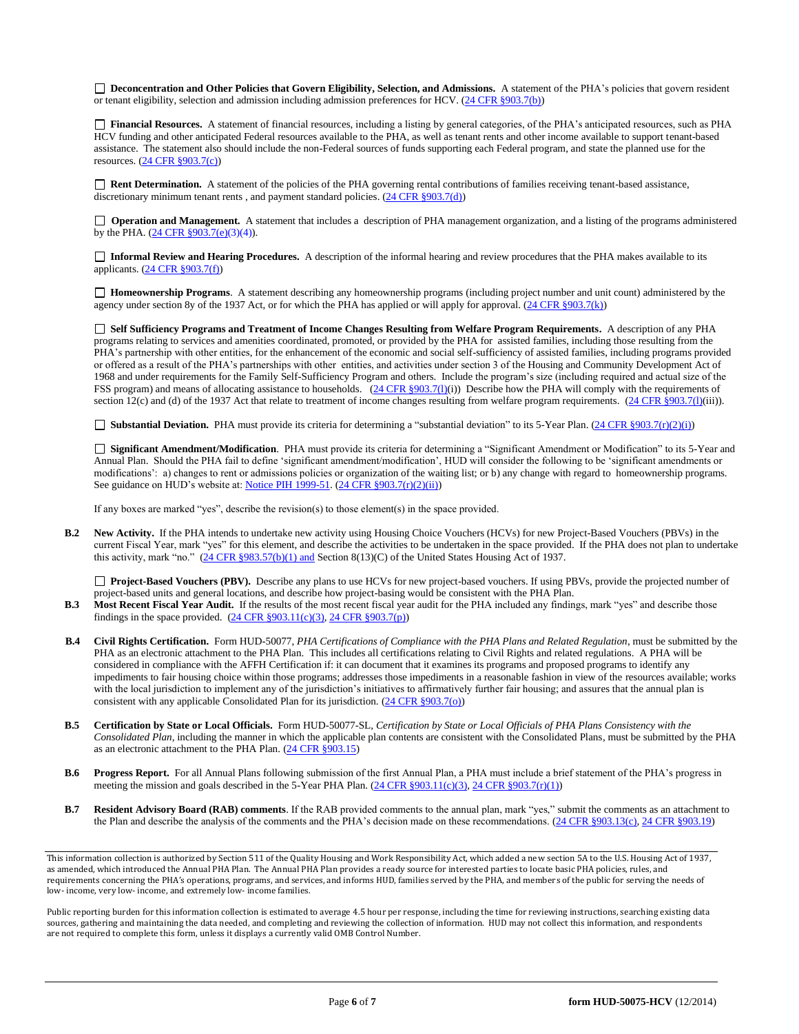☐ **Deconcentration and Other Policies that Govern Eligibility, Selection, and Admissions.** A statement of the PHA's policies that govern resident or tenant eligibility, selection and admission including admission preferences for HCV. (24 CFR §903.7(b))

☐ **Financial Resources.** A statement of financial resources, including a listing by general categories, of the PHA's anticipated resources, such as PHA HCV funding and other anticipated Federal resources available to the PHA, as well as tenant rents and other income available to support tenant-based assistance. The statement also should include the non-Federal sources of funds supporting each Federal program, and state the planned use for the resources. (24 CFR §903.7(c))

☐ **Rent Determination.** A statement of the policies of the PHA governing rental contributions of families receiving tenant-based assistance, discretionary minimum tenant rents , and payment standard policies. (24 CFR §903.7(d))

☐ **Operation and Management.** A statement that includes a description of PHA management organization, and a listing of the programs administered by the PHA. (24 CFR §903.7(e)(3)(4)).

☐ **Informal Review and Hearing Procedures.** A description of the informal hearing and review procedures that the PHA makes available to its applicants. (24 CFR §903.7(f))

☐ **Homeownership Programs**. A statement describing any homeownership programs (including project number and unit count) administered by the agency under section 8y of the 1937 Act, or for which the PHA has applied or will apply for approval. (24 CFR §903.7(k))

☐ **Self Sufficiency Programs and Treatment of Income Changes Resulting from Welfare Program Requirements.** A description of any PHA programs relating to services and amenities coordinated, promoted, or provided by the PHA for assisted families, including those resulting from the PHA's partnership with other entities, for the enhancement of the economic and social self-sufficiency of assisted families, including programs provided or offered as a result of the PHA's partnerships with other entities, and activities under section 3 of the Housing and Community Development Act of 1968 and under requirements for the Family Self-Sufficiency Program and others. Include the program's size (including required and actual size of the FSS program) and means of allocating assistance to households. (24 CFR §903.7(l)(i)) Describe how the PHA will comply with the requirements of section 12(c) and (d) of the 1937 Act that relate to treatment of income changes resulting from welfare program requirements. (24 CFR §903.7(l)(iii)).

☐ **Substantial Deviation.** PHA must provide its criteria for determining a "substantial deviation" to its 5-Year Plan. (24 CFR §903.7(r)(2)(i))

☐ **Significant Amendment/Modification**. PHA must provide its criteria for determining a "Significant Amendment or Modification" to its 5-Year and Annual Plan. Should the PHA fail to define 'significant amendment/modification', HUD will consider the following to be 'significant amendments or modifications': a) changes to rent or admissions policies or organization of the waiting list; or b) any change with regard to homeownership programs. See guidance on HUD's website at: Notice PIH 1999-51. (24 CFR §903.7(r)(2)(ii))

If any boxes are marked "yes", describe the revision(s) to those element(s) in the space provided.

**B.2 New Activity.** If the PHA intends to undertake new activity using Housing Choice Vouchers (HCVs) for new Project-Based Vouchers (PBVs) in the current Fiscal Year, mark "yes" for this element, and describe the activities to be undertaken in the space provided. If the PHA does not plan to undertake this activity, mark "no." (24 CFR §983.57(b)(1) and Section 8(13)(C) of the United States Housing Act of 1937.

☐ **Project-Based Vouchers (PBV).** Describe any plans to use HCVs for new project-based vouchers. If using PBVs, provide the projected number of project-based units and general locations, and describe how project-basing would be consistent with the PHA Plan.

**B.3 Most Recent Fiscal Year Audit.** If the results of the most recent fiscal year audit for the PHA included any findings, mark "yes" and describe those findings in the space provided. (24 CFR §903.11(c)(3), 24 CFR §903.7(p))

**B.4 Civil Rights Certification.** Form HUD-50077, *PHA Certifications of Compliance with the PHA Plans and Related Regulation*, must be submitted by the PHA as an electronic attachment to the PHA Plan. This includes all certifications relating to Civil Rights and related regulations. A PHA will be considered in compliance with the AFFH Certification if: it can document that it examines its programs and proposed programs to identify any impediments to fair housing choice within those programs; addresses those impediments in a reasonable fashion in view of the resources available; works with the local jurisdiction to implement any of the jurisdiction's initiatives to affirmatively further fair housing; and assures that the annual plan is consistent with any applicable Consolidated Plan for its jurisdiction. (24 CFR §903.7(o))

**B.5 Certification by State or Local Officials.** Form HUD-50077-SL, *Certification by State or Local Officials of PHA Plans Consistency with the Consolidated Plan*, including the manner in which the applicable plan contents are consistent with the Consolidated Plans, must be submitted by the PHA as an electronic attachment to the PHA Plan. (24 CFR §903.15)

**B.6 Progress Report.** For all Annual Plans following submission of the first Annual Plan, a PHA must include a brief statement of the PHA's progress in meeting the mission and goals described in the 5-Year PHA Plan. (24 CFR §903.11(c)(3), 24 CFR §903.7(r)(1))

**B.7 Resident Advisory Board (RAB) comments**. If the RAB provided comments to the annual plan, mark "yes," submit the comments as an attachment to the Plan and describe the analysis of the comments and the PHA's decision made on these recommendations. (24 CFR §903.13(c), 24 CFR §903.19)

---

This information collection is authorized by Section 511 of the Quality Housing and Work Responsibility Act, which added a new section 5A to the U.S. Housing Act of 1937, as amended, which introduced the Annual PHA Plan. The Annual PHA Plan provides a ready source for interested parties to locate basic PHA policies, rules, and requirements concerning the PHA's operations, programs, and services, and informs HUD, families served by the PHA, and members of the public for serving the needs of low- income, very low- income, and extremely low- income families.

Public reporting burden for this information collection is estimated to average 4.5 hour per response, including the time for reviewing instructions, searching existing data sources, gathering and maintaining the data needed, and completing and reviewing the collection of information. HUD may not collect this information, and respondents are not required to complete this form, unless it displays a currently valid OMB Control Number.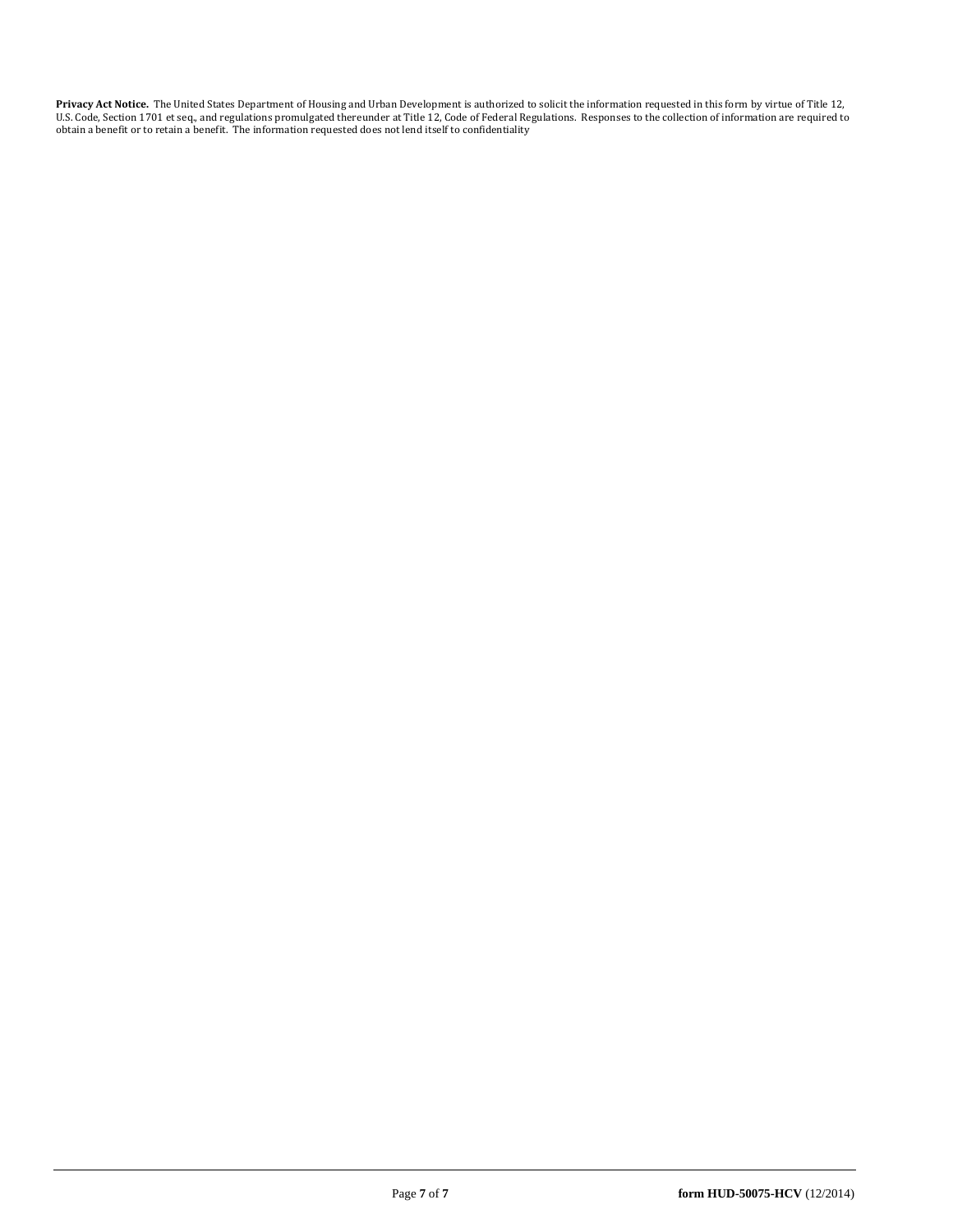**Privacy Act Notice.** The United States Department of Housing and Urban Development is authorized to solicit the information requested in this form by virtue of Title 12, U.S. Code, Section 1701 et seq., and regulations promulgated thereunder at Title 12, Code of Federal Regulations. Responses to the collection of information are required to obtain a benefit or to retain a benefit. The information requested does not lend itself to confidentiality